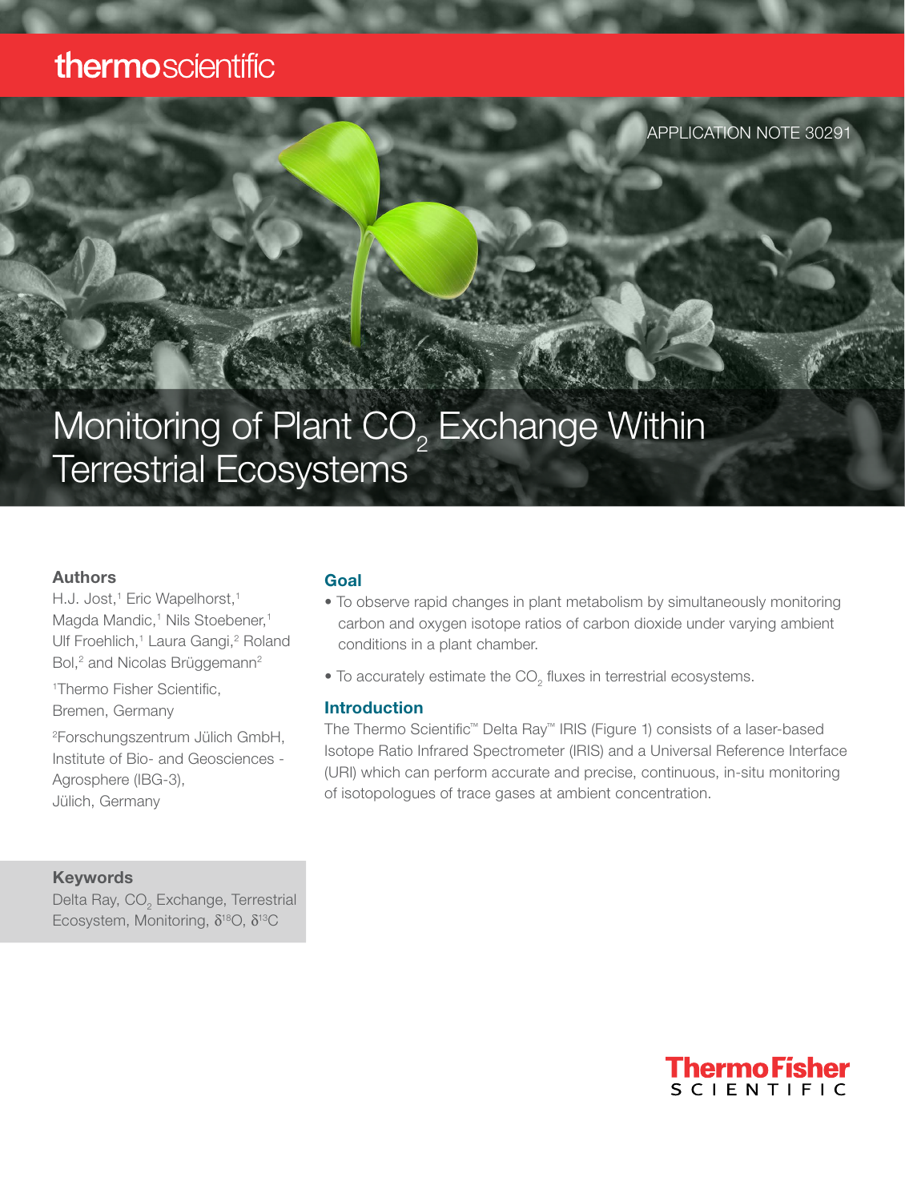APPLICATION NOTE 30291

# Monitoring of Plant $CO_2$ Exchange Within Terrestrial Ecosystems

### Authors

H.J. Jost,[1] Eric Wapelhorst,[1] Magda Mandic,[1] Nils Stoebener,[1] Ulf Froehlich,[1] Laura Gangi,[2] Roland Bol,[2] and Nicolas Brüggemann[2]

[1]Thermo Fisher Scientific, Bremen, Germany

[2]Forschungszentrum Jülich GmbH, Institute of Bio- and Geosciences - Agrosphere (IBG-3), Jülich, Germany

### Keywords

Delta Ray, $CO_2$ Exchange, Terrestrial Ecosystem, Monitoring, $\delta^{18}O$, $\delta^{13}C$

## Goal

- To observe rapid changes in plant metabolism by simultaneously monitoring carbon and oxygen isotope ratios of carbon dioxide under varying ambient conditions in a plant chamber.
- To accurately estimate the $CO_2$ fluxes in terrestrial ecosystems.

## Introduction

The Thermo Scientific™ Delta Ray™ IRIS (Figure 1) consists of a laser-based Isotope Ratio Infrared Spectrometer (IRIS) and a Universal Reference Interface (URI) which can perform accurate and precise, continuous, in-situ monitoring of isotopologues of trace gases at ambient concentration.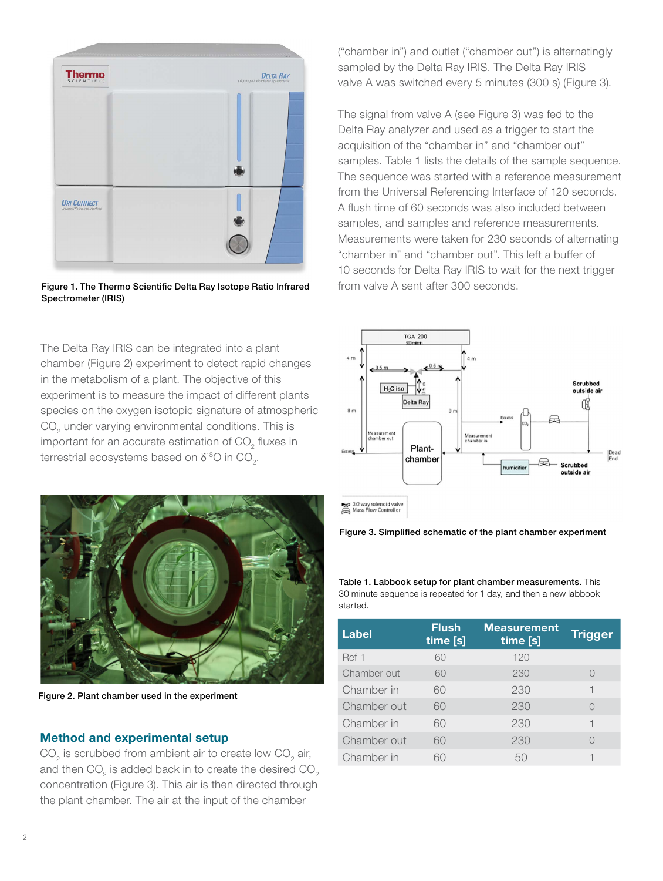Figure 1. The Thermo Scientific Delta Ray Isotope Ratio Infrared Spectrometer (IRIS)

The Delta Ray IRIS can be integrated into a plant chamber (Figure 2) experiment to detect rapid changes in the metabolism of a plant. The objective of this experiment is to measure the impact of different plants species on the oxygen isotopic signature of atmospheric $CO_2$ under varying environmental conditions. This is important for an accurate estimation of $CO_2$ fluxes in terrestrial ecosystems based on $\delta^{18}O$ in $CO_2$.

Figure 2. Plant chamber used in the experiment

## Method and experimental setup

$CO_2$ is scrubbed from ambient air to create low $CO_2$ air, and then $CO_2$ is added back in to create the desired $CO_2$ concentration (Figure 3). This air is then directed through the plant chamber. The air at the input of the chamber ("chamber in") and outlet ("chamber out") is alternatingly sampled by the Delta Ray IRIS. The Delta Ray IRIS valve A was switched every 5 minutes (300 s) (Figure 3).

The signal from valve A (see Figure 3) was fed to the Delta Ray analyzer and used as a trigger to start the acquisition of the "chamber in" and "chamber out" samples. Table 1 lists the details of the sample sequence. The sequence was started with a reference measurement from the Universal Referencing Interface of 120 seconds. A flush time of 60 seconds was also included between samples, and samples and reference measurements. Measurements were taken for 230 seconds of alternating "chamber in" and "chamber out". This left a buffer of 10 seconds for Delta Ray IRIS to wait for the next trigger from valve A sent after 300 seconds.

Figure 3. Simplified schematic of the plant chamber experiment

**Table 1. Labbook setup for plant chamber measurements.** This 30 minute sequence is repeated for 1 day, and then a new labbook started.

| Label | Flush time [s] | Measurement time [s] | Trigger |
|---|---|---|---|
| Ref 1 | 60 | 120 | |
| Chamber out | 60 | 230 | 0 |
| Chamber in | 60 | 230 | 1 |
| Chamber out | 60 | 230 | 0 |
| Chamber in | 60 | 230 | 1 |
| Chamber out | 60 | 230 | 0 |
| Chamber in | 60 | 50 | 1 |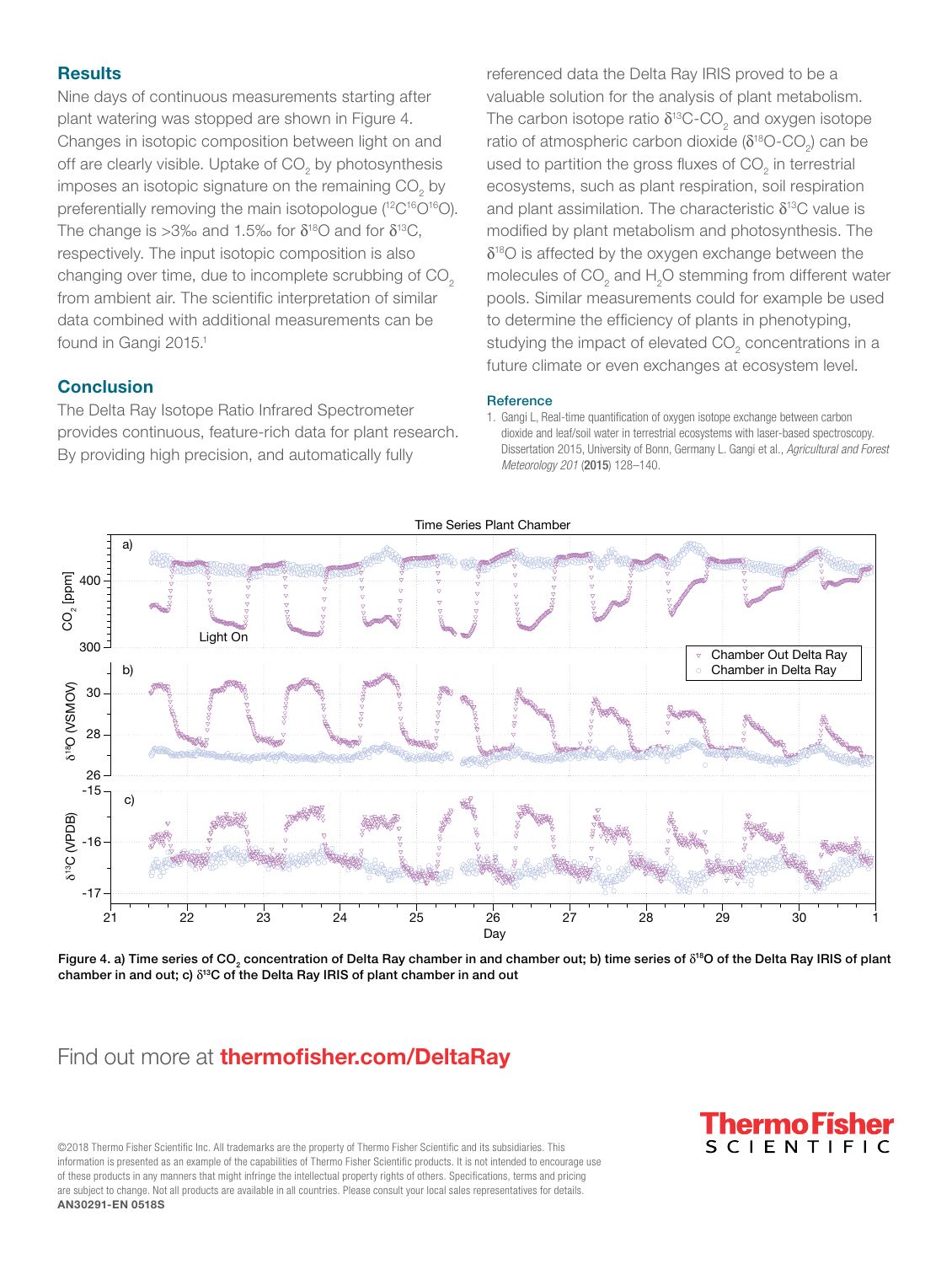## Results

Nine days of continuous measurements starting after plant watering was stopped are shown in Figure 4. Changes in isotopic composition between light on and off are clearly visible. Uptake of $CO_2$ by photosynthesis imposes an isotopic signature on the remaining $CO_2$ by preferentially removing the main isotopologue ($^{12}C^{16}O^{16}O$). The change is >3‰ and 1.5‰ for $\delta^{18}O$ and for $\delta^{13}C$, respectively. The input isotopic composition is also changing over time, due to incomplete scrubbing of $CO_2$ from ambient air. The scientific interpretation of similar data combined with additional measurements can be found in Gangi 2015.[1]

## Conclusion

The Delta Ray Isotope Ratio Infrared Spectrometer provides continuous, feature-rich data for plant research. By providing high precision, and automatically fully referenced data the Delta Ray IRIS proved to be a valuable solution for the analysis of plant metabolism. The carbon isotope ratio $\delta^{13}C$-$CO_2$ and oxygen isotope ratio of atmospheric carbon dioxide ($\delta^{18}O$-$CO_2$) can be used to partition the gross fluxes of $CO_2$ in terrestrial ecosystems, such as plant respiration, soil respiration and plant assimilation. The characteristic $\delta^{13}C$ value is modified by plant metabolism and photosynthesis. The $\delta^{18}O$ is affected by the oxygen exchange between the molecules of $CO_2$ and $H_2O$ stemming from different water pools. Similar measurements could for example be used to determine the efficiency of plants in phenotyping, studying the impact of elevated $CO_2$ concentrations in a future climate or even exchanges at ecosystem level.

### Reference

1. Gangi L, Real-time quantification of oxygen isotope exchange between carbon dioxide and leaf/soil water in terrestrial ecosystems with laser-based spectroscopy. Dissertation 2015, University of Bonn, Germany L. Gangi et al., *Agricultural and Forest Meteorology 201* (**2015**) 128–140.

Time Series Plant Chamber

a)
$CO_2$ [ppm]
400
300
Light On
Chamber Out Delta Ray
Chamber in Delta Ray

b)
$\delta^{18}O$ (VSMOV)
30
28
26

c)
$\delta^{13}C$ (VPDB)
-15
-16
-17

21 22 23 24 25 26 27 28 29 30 1
Day

**Figure 4. a) Time series of $CO_2$ concentration of Delta Ray chamber in and chamber out; b) time series of $\delta^{18}O$ of the Delta Ray IRIS of plant chamber in and out; c) $\delta^{13}C$ of the Delta Ray IRIS of plant chamber in and out**

Find out more at **thermofisher.com/DeltaRay**

©2018 Thermo Fisher Scientific Inc. All trademarks are the property of Thermo Fisher Scientific and its subsidiaries. This information is presented as an example of the capabilities of Thermo Fisher Scientific products. It is not intended to encourage use of these products in any manners that might infringe the intellectual property rights of others. Specifications, terms and pricing are subject to change. Not all products are available in all countries. Please consult your local sales representatives for details.
**AN30291-EN 0518S**

ThermoFisher SCIENTIFIC